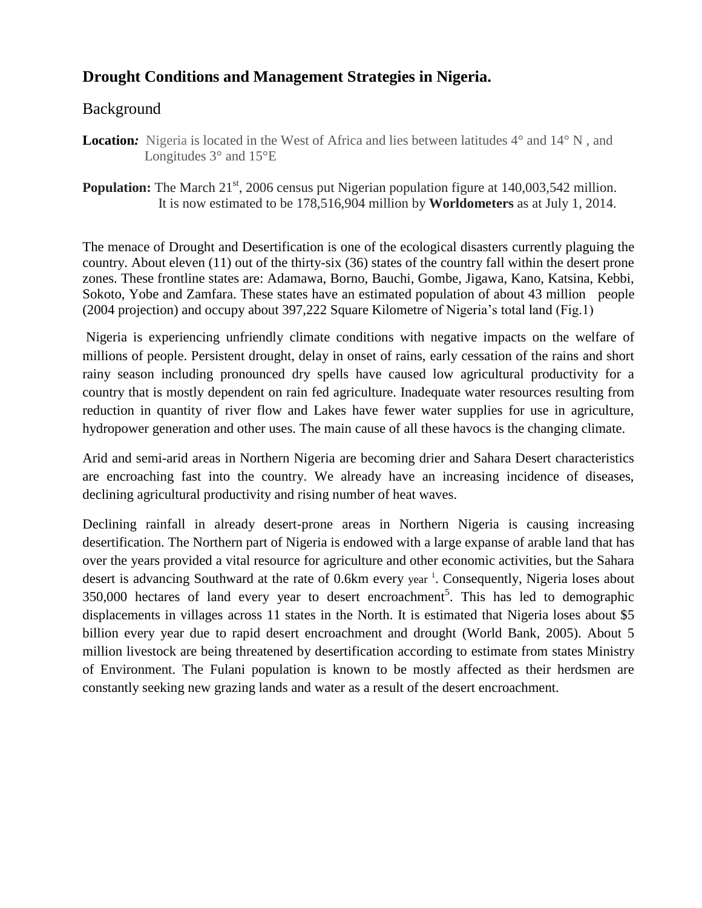## Drought Conditions and Management Strategies in Nigeria.

### Background

**Location:** Nigeria is located in the West of Africa and lies between latitudes 4° and 14° N , and Longitudes 3° and 15°E

**Population:** The March 21st, 2006 census put Nigerian population figure at 140,003,542 million. It is now estimated to be 178,516,904 million by **Worldometers** as at July 1, 2014.

The menace of Drought and Desertification is one of the ecological disasters currently plaguing the country. About eleven (11) out of the thirty-six (36) states of the country fall within the desert prone zones. These frontline states are: Adamawa, Borno, Bauchi, Gombe, Jigawa, Kano, Katsina, Kebbi, Sokoto, Yobe and Zamfara. These states have an estimated population of about 43 million people (2004 projection) and occupy about 397,222 Square Kilometre of Nigeria's total land (Fig.1)

Nigeria is experiencing unfriendly climate conditions with negative impacts on the welfare of millions of people. Persistent drought, delay in onset of rains, early cessation of the rains and short rainy season including pronounced dry spells have caused low agricultural productivity for a country that is mostly dependent on rain fed agriculture. Inadequate water resources resulting from reduction in quantity of river flow and Lakes have fewer water supplies for use in agriculture, hydropower generation and other uses. The main cause of all these havocs is the changing climate.

Arid and semi-arid areas in Northern Nigeria are becoming drier and Sahara Desert characteristics are encroaching fast into the country. We already have an increasing incidence of diseases, declining agricultural productivity and rising number of heat waves.

Declining rainfall in already desert-prone areas in Northern Nigeria is causing increasing desertification. The Northern part of Nigeria is endowed with a large expanse of arable land that has over the years provided a vital resource for agriculture and other economic activities, but the Sahara desert is advancing Southward at the rate of 0.6km every year [1]. Consequently, Nigeria loses about 350,000 hectares of land every year to desert encroachment[5]. This has led to demographic displacements in villages across 11 states in the North. It is estimated that Nigeria loses about $5 billion every year due to rapid desert encroachment and drought (World Bank, 2005). About 5 million livestock are being threatened by desertification according to estimate from states Ministry of Environment. The Fulani population is known to be mostly affected as their herdsmen are constantly seeking new grazing lands and water as a result of the desert encroachment.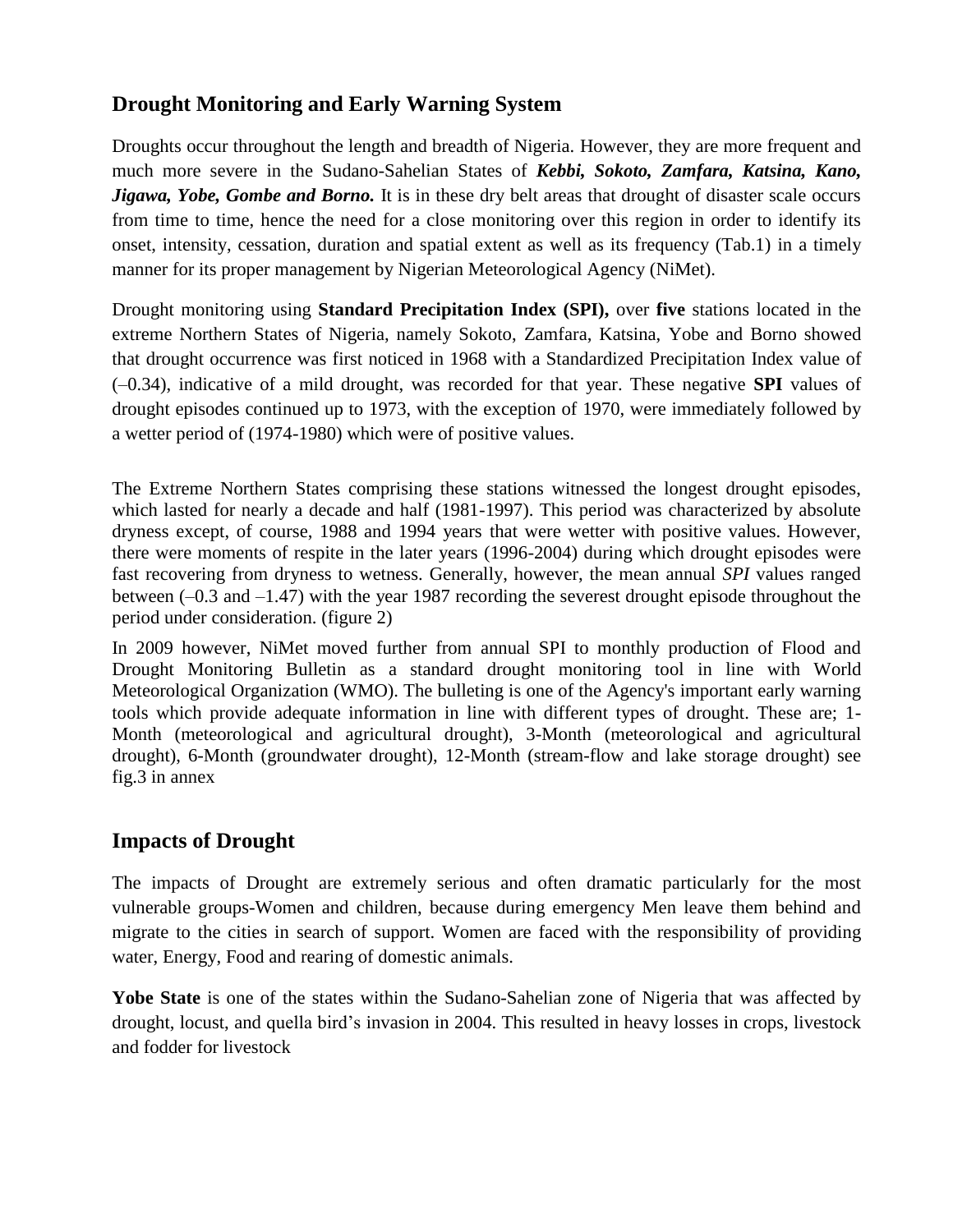## Drought Monitoring and Early Warning System

Droughts occur throughout the length and breadth of Nigeria. However, they are more frequent and much more severe in the Sudano-Sahelian States of ***Kebbi, Sokoto, Zamfara, Katsina, Kano, Jigawa, Yobe, Gombe and Borno.*** It is in these dry belt areas that drought of disaster scale occurs from time to time, hence the need for a close monitoring over this region in order to identify its onset, intensity, cessation, duration and spatial extent as well as its frequency (Tab.1) in a timely manner for its proper management by Nigerian Meteorological Agency (NiMet).

Drought monitoring using **Standard Precipitation Index (SPI),** over **five** stations located in the extreme Northern States of Nigeria, namely Sokoto, Zamfara, Katsina, Yobe and Borno showed that drought occurrence was first noticed in 1968 with a Standardized Precipitation Index value of (–0.34), indicative of a mild drought, was recorded for that year. These negative **SPI** values of drought episodes continued up to 1973, with the exception of 1970, were immediately followed by a wetter period of (1974-1980) which were of positive values.

The Extreme Northern States comprising these stations witnessed the longest drought episodes, which lasted for nearly a decade and half (1981-1997). This period was characterized by absolute dryness except, of course, 1988 and 1994 years that were wetter with positive values. However, there were moments of respite in the later years (1996-2004) during which drought episodes were fast recovering from dryness to wetness. Generally, however, the mean annual *SPI* values ranged between (–0.3 and –1.47) with the year 1987 recording the severest drought episode throughout the period under consideration. (figure 2)

In 2009 however, NiMet moved further from annual SPI to monthly production of Flood and Drought Monitoring Bulletin as a standard drought monitoring tool in line with World Meteorological Organization (WMO). The bulleting is one of the Agency's important early warning tools which provide adequate information in line with different types of drought. These are; 1-Month (meteorological and agricultural drought), 3-Month (meteorological and agricultural drought), 6-Month (groundwater drought), 12-Month (stream-flow and lake storage drought) see fig.3 in annex

## Impacts of Drought

The impacts of Drought are extremely serious and often dramatic particularly for the most vulnerable groups-Women and children, because during emergency Men leave them behind and migrate to the cities in search of support. Women are faced with the responsibility of providing water, Energy, Food and rearing of domestic animals.

**Yobe State** is one of the states within the Sudano-Sahelian zone of Nigeria that was affected by drought, locust, and quella bird's invasion in 2004. This resulted in heavy losses in crops, livestock and fodder for livestock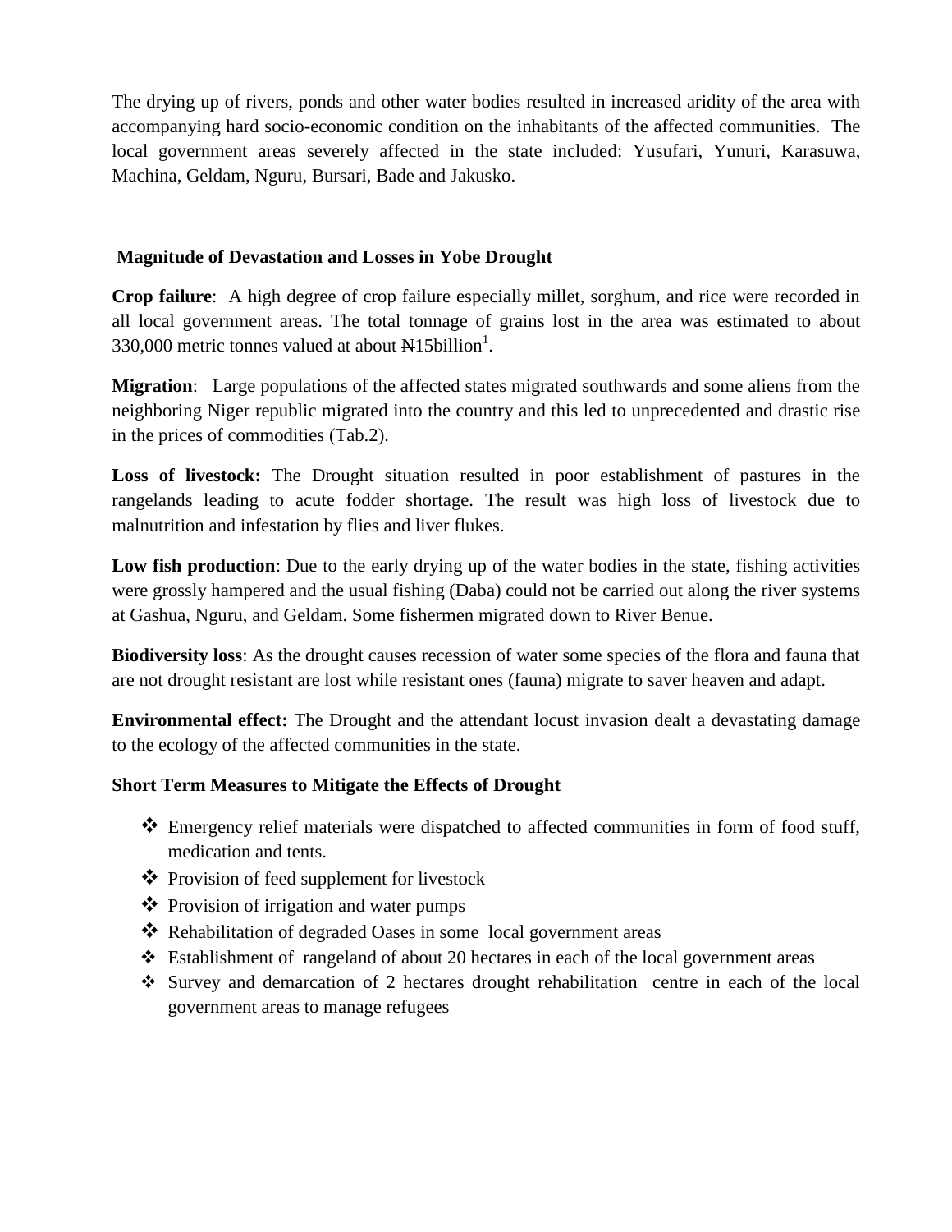The drying up of rivers, ponds and other water bodies resulted in increased aridity of the area with accompanying hard socio-economic condition on the inhabitants of the affected communities. The local government areas severely affected in the state included: Yusufari, Yunuri, Karasuwa, Machina, Geldam, Nguru, Bursari, Bade and Jakusko.

## Magnitude of Devastation and Losses in Yobe Drought

**Crop failure**: A high degree of crop failure especially millet, sorghum, and rice were recorded in all local government areas. The total tonnage of grains lost in the area was estimated to about 330,000 metric tonnes valued at about ₦15billion[1].

**Migration**: Large populations of the affected states migrated southwards and some aliens from the neighboring Niger republic migrated into the country and this led to unprecedented and drastic rise in the prices of commodities (Tab.2).

**Loss of livestock:** The Drought situation resulted in poor establishment of pastures in the rangelands leading to acute fodder shortage. The result was high loss of livestock due to malnutrition and infestation by flies and liver flukes.

**Low fish production**: Due to the early drying up of the water bodies in the state, fishing activities were grossly hampered and the usual fishing (Daba) could not be carried out along the river systems at Gashua, Nguru, and Geldam. Some fishermen migrated down to River Benue.

**Biodiversity loss**: As the drought causes recession of water some species of the flora and fauna that are not drought resistant are lost while resistant ones (fauna) migrate to saver heaven and adapt.

**Environmental effect:** The Drought and the attendant locust invasion dealt a devastating damage to the ecology of the affected communities in the state.

## Short Term Measures to Mitigate the Effects of Drought

- Emergency relief materials were dispatched to affected communities in form of food stuff, medication and tents.
- Provision of feed supplement for livestock
- Provision of irrigation and water pumps
- Rehabilitation of degraded Oases in some local government areas
- Establishment of rangeland of about 20 hectares in each of the local government areas
- Survey and demarcation of 2 hectares drought rehabilitation centre in each of the local government areas to manage refugees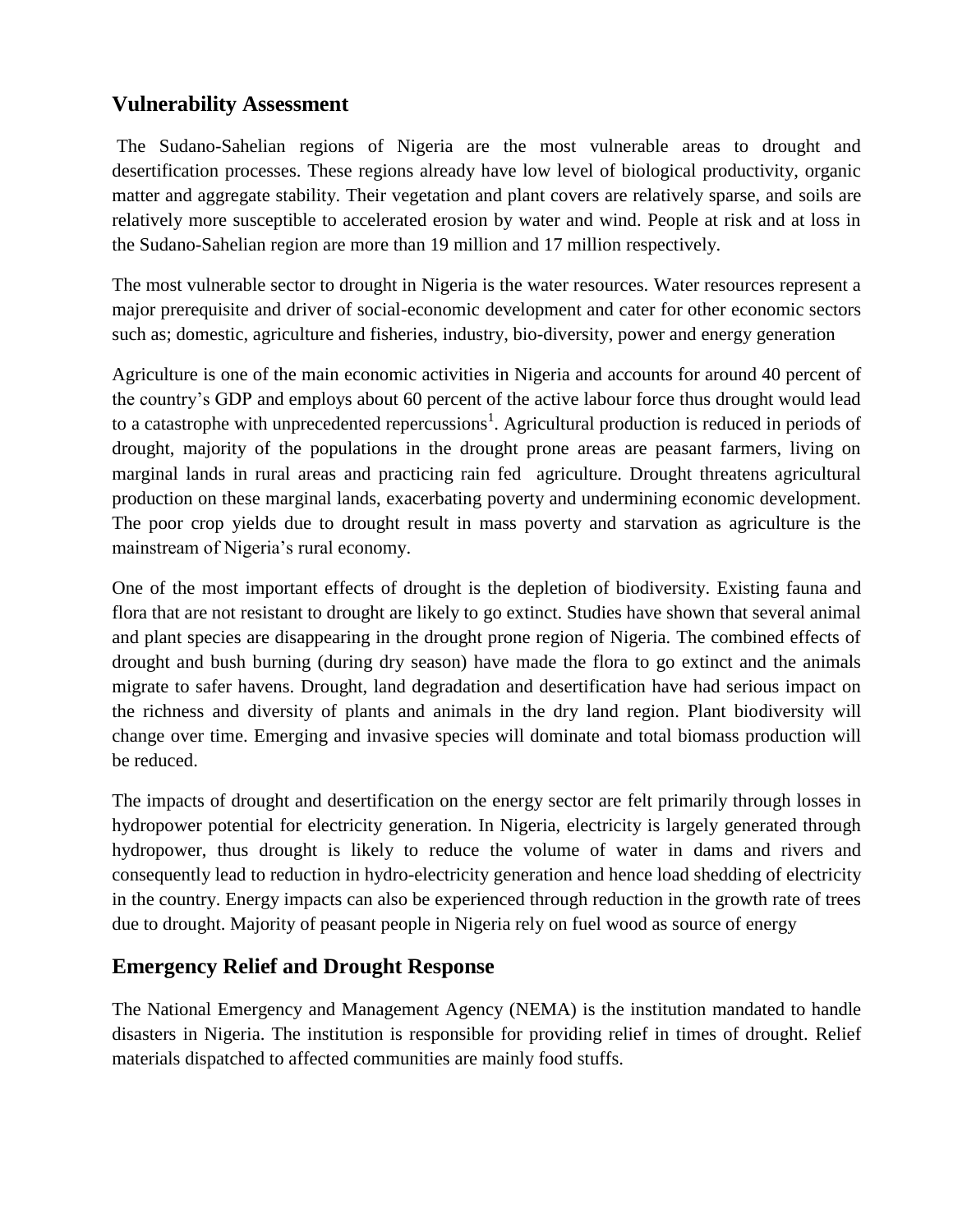## Vulnerability Assessment

The Sudano-Sahelian regions of Nigeria are the most vulnerable areas to drought and desertification processes. These regions already have low level of biological productivity, organic matter and aggregate stability. Their vegetation and plant covers are relatively sparse, and soils are relatively more susceptible to accelerated erosion by water and wind. People at risk and at loss in the Sudano-Sahelian region are more than 19 million and 17 million respectively.

The most vulnerable sector to drought in Nigeria is the water resources. Water resources represent a major prerequisite and driver of social-economic development and cater for other economic sectors such as; domestic, agriculture and fisheries, industry, bio-diversity, power and energy generation

Agriculture is one of the main economic activities in Nigeria and accounts for around 40 percent of the country's GDP and employs about 60 percent of the active labour force thus drought would lead to a catastrophe with unprecedented repercussions[1]. Agricultural production is reduced in periods of drought, majority of the populations in the drought prone areas are peasant farmers, living on marginal lands in rural areas and practicing rain fed agriculture. Drought threatens agricultural production on these marginal lands, exacerbating poverty and undermining economic development. The poor crop yields due to drought result in mass poverty and starvation as agriculture is the mainstream of Nigeria's rural economy.

One of the most important effects of drought is the depletion of biodiversity. Existing fauna and flora that are not resistant to drought are likely to go extinct. Studies have shown that several animal and plant species are disappearing in the drought prone region of Nigeria. The combined effects of drought and bush burning (during dry season) have made the flora to go extinct and the animals migrate to safer havens. Drought, land degradation and desertification have had serious impact on the richness and diversity of plants and animals in the dry land region. Plant biodiversity will change over time. Emerging and invasive species will dominate and total biomass production will be reduced.

The impacts of drought and desertification on the energy sector are felt primarily through losses in hydropower potential for electricity generation. In Nigeria, electricity is largely generated through hydropower, thus drought is likely to reduce the volume of water in dams and rivers and consequently lead to reduction in hydro-electricity generation and hence load shedding of electricity in the country. Energy impacts can also be experienced through reduction in the growth rate of trees due to drought. Majority of peasant people in Nigeria rely on fuel wood as source of energy

## Emergency Relief and Drought Response

The National Emergency and Management Agency (NEMA) is the institution mandated to handle disasters in Nigeria. The institution is responsible for providing relief in times of drought. Relief materials dispatched to affected communities are mainly food stuffs.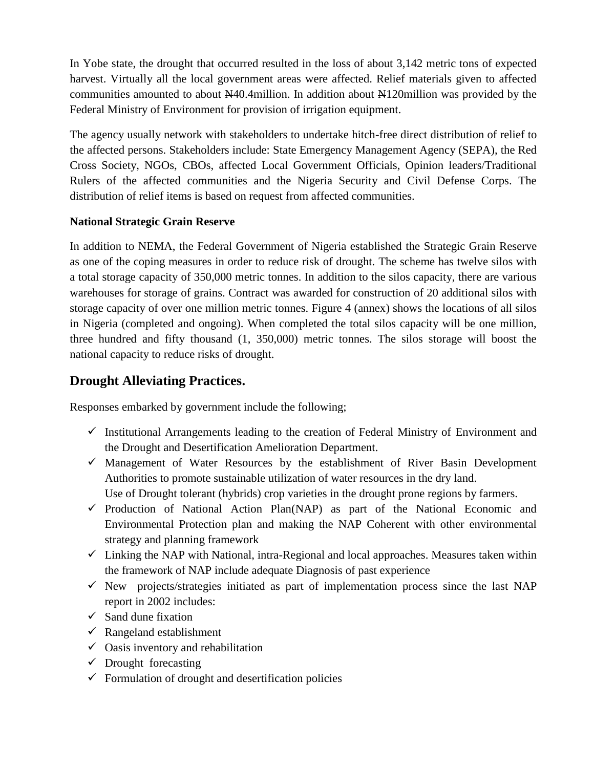In Yobe state, the drought that occurred resulted in the loss of about 3,142 metric tons of expected harvest. Virtually all the local government areas were affected. Relief materials given to affected communities amounted to about ₦40.4million. In addition about ₦120million was provided by the Federal Ministry of Environment for provision of irrigation equipment.

The agency usually network with stakeholders to undertake hitch-free direct distribution of relief to the affected persons. Stakeholders include: State Emergency Management Agency (SEPA), the Red Cross Society, NGOs, CBOs, affected Local Government Officials, Opinion leaders/Traditional Rulers of the affected communities and the Nigeria Security and Civil Defense Corps. The distribution of relief items is based on request from affected communities.

**National Strategic Grain Reserve**

In addition to NEMA, the Federal Government of Nigeria established the Strategic Grain Reserve as one of the coping measures in order to reduce risk of drought. The scheme has twelve silos with a total storage capacity of 350,000 metric tonnes. In addition to the silos capacity, there are various warehouses for storage of grains. Contract was awarded for construction of 20 additional silos with storage capacity of over one million metric tonnes. Figure 4 (annex) shows the locations of all silos in Nigeria (completed and ongoing). When completed the total silos capacity will be one million, three hundred and fifty thousand (1, 350,000) metric tonnes. The silos storage will boost the national capacity to reduce risks of drought.

## Drought Alleviating Practices.

Responses embarked by government include the following;

- ✓ Institutional Arrangements leading to the creation of Federal Ministry of Environment and the Drought and Desertification Amelioration Department.
- ✓ Management of Water Resources by the establishment of River Basin Development Authorities to promote sustainable utilization of water resources in the dry land.
  Use of Drought tolerant (hybrids) crop varieties in the drought prone regions by farmers.
- ✓ Production of National Action Plan(NAP) as part of the National Economic and Environmental Protection plan and making the NAP Coherent with other environmental strategy and planning framework
- ✓ Linking the NAP with National, intra-Regional and local approaches. Measures taken within the framework of NAP include adequate Diagnosis of past experience
- ✓ New projects/strategies initiated as part of implementation process since the last NAP report in 2002 includes:
- ✓ Sand dune fixation
- ✓ Rangeland establishment
- ✓ Oasis inventory and rehabilitation
- ✓ Drought forecasting
- ✓ Formulation of drought and desertification policies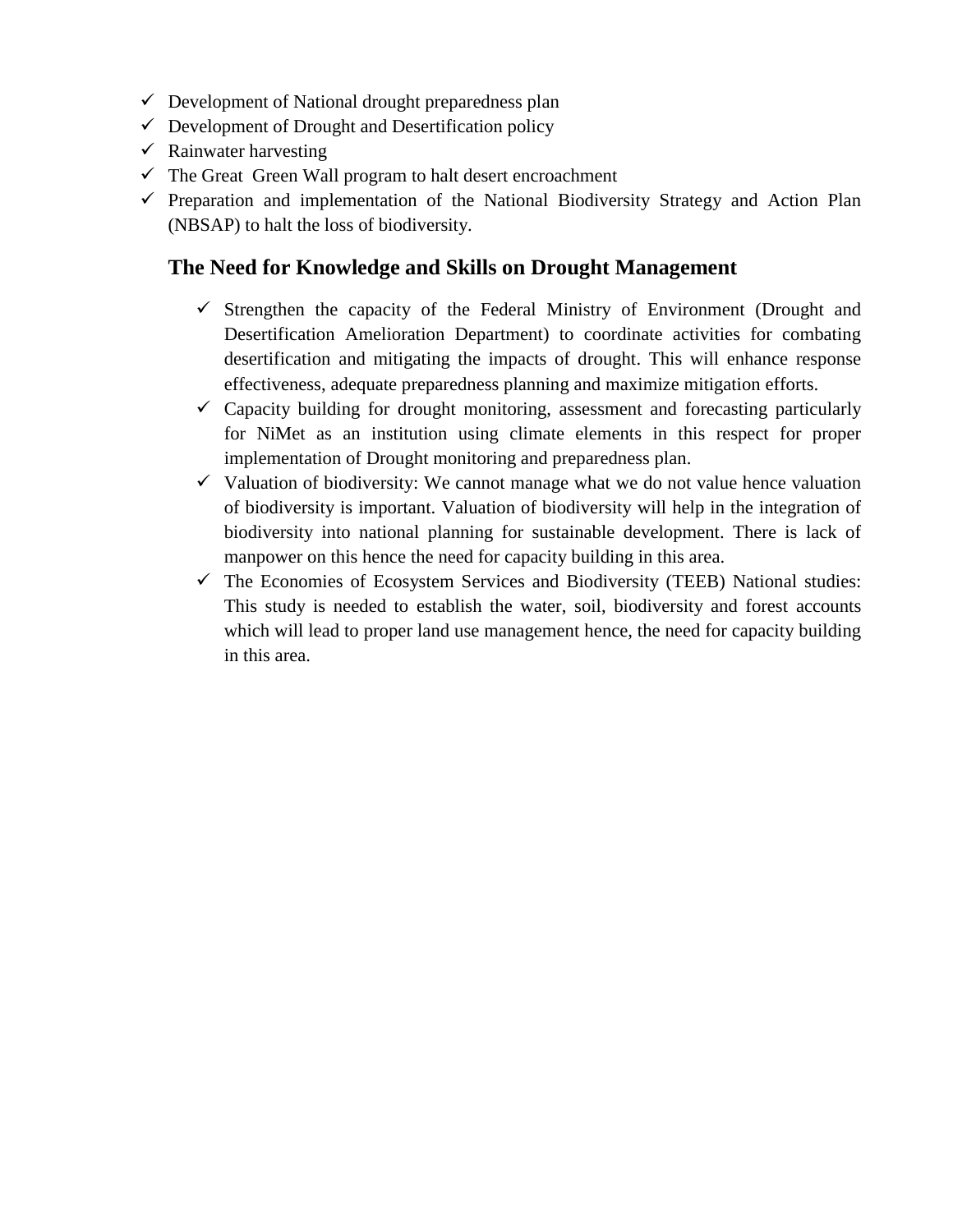- ✓ Development of National drought preparedness plan
- ✓ Development of Drought and Desertification policy
- ✓ Rainwater harvesting
- ✓ The Great Green Wall program to halt desert encroachment
- ✓ Preparation and implementation of the National Biodiversity Strategy and Action Plan (NBSAP) to halt the loss of biodiversity.

## The Need for Knowledge and Skills on Drought Management

- ✓ Strengthen the capacity of the Federal Ministry of Environment (Drought and Desertification Amelioration Department) to coordinate activities for combating desertification and mitigating the impacts of drought. This will enhance response effectiveness, adequate preparedness planning and maximize mitigation efforts.
- ✓ Capacity building for drought monitoring, assessment and forecasting particularly for NiMet as an institution using climate elements in this respect for proper implementation of Drought monitoring and preparedness plan.
- ✓ Valuation of biodiversity: We cannot manage what we do not value hence valuation of biodiversity is important. Valuation of biodiversity will help in the integration of biodiversity into national planning for sustainable development. There is lack of manpower on this hence the need for capacity building in this area.
- ✓ The Economies of Ecosystem Services and Biodiversity (TEEB) National studies: This study is needed to establish the water, soil, biodiversity and forest accounts which will lead to proper land use management hence, the need for capacity building in this area.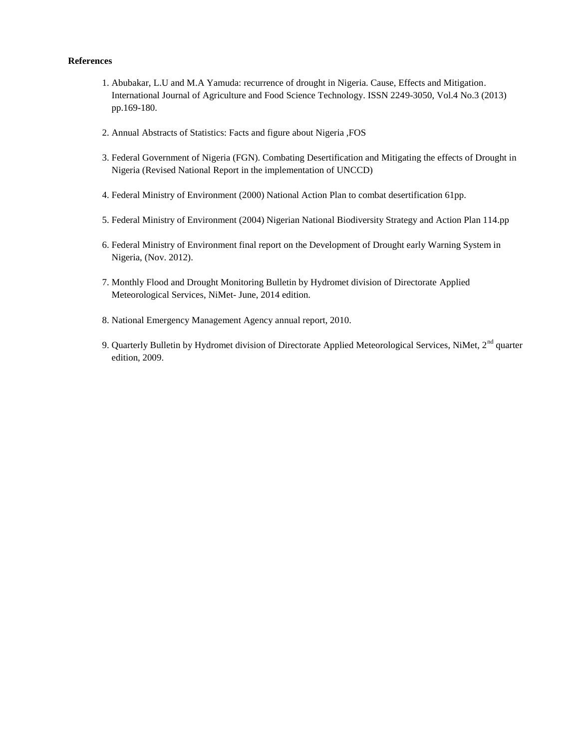**References**

1. Abubakar, L.U and M.A Yamuda: recurrence of drought in Nigeria. Cause, Effects and Mitigation. International Journal of Agriculture and Food Science Technology. ISSN 2249-3050, Vol.4 No.3 (2013) pp.169-180.

2. Annual Abstracts of Statistics: Facts and figure about Nigeria ,FOS

3. Federal Government of Nigeria (FGN). Combating Desertification and Mitigating the effects of Drought in Nigeria (Revised National Report in the implementation of UNCCD)

4. Federal Ministry of Environment (2000) National Action Plan to combat desertification 61pp.

5. Federal Ministry of Environment (2004) Nigerian National Biodiversity Strategy and Action Plan 114.pp

6. Federal Ministry of Environment final report on the Development of Drought early Warning System in Nigeria, (Nov. 2012).

7. Monthly Flood and Drought Monitoring Bulletin by Hydromet division of Directorate Applied Meteorological Services, NiMet- June, 2014 edition.

8. National Emergency Management Agency annual report, 2010.

9. Quarterly Bulletin by Hydromet division of Directorate Applied Meteorological Services, NiMet, 2nd quarter edition, 2009.